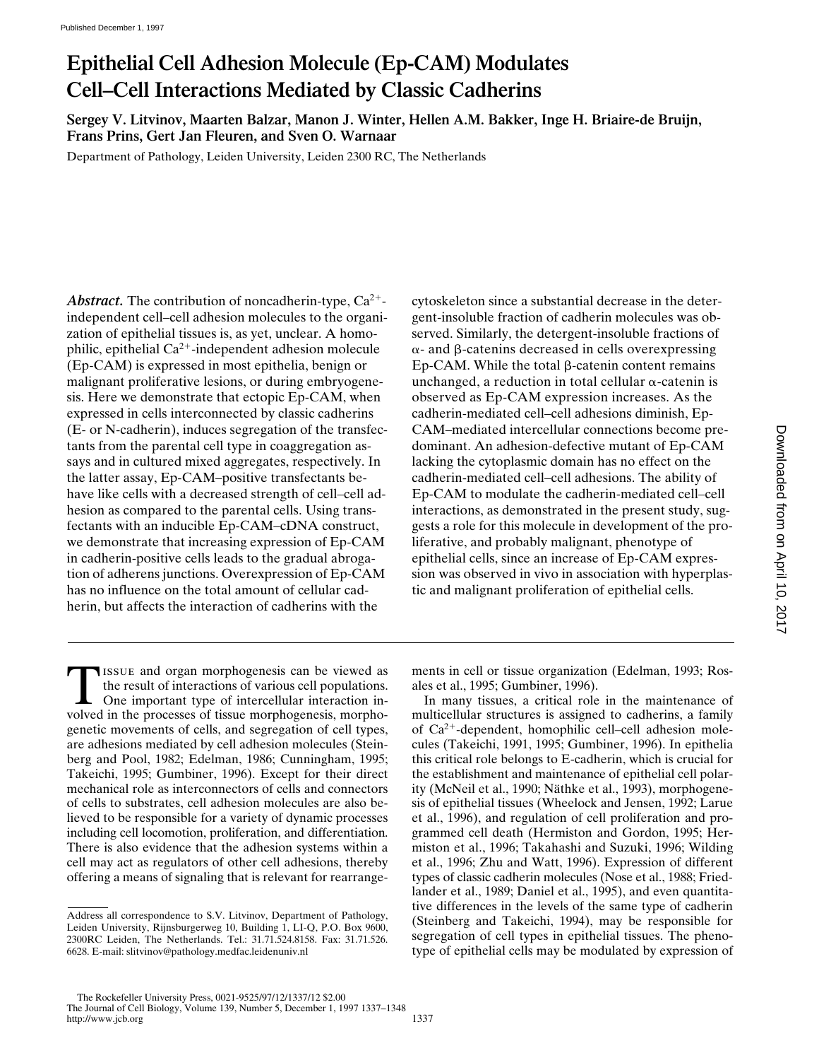# Epithelial Cell Adhesion Molecule (Ep-CAM) Modulates Cell–Cell Interactions Mediated by Classic Cadherins

**Sergey V. Litvinov, Maarten Balzar, Manon J. Winter, Hellen A.M. Bakker, Inge H. Briaire-de Bruijn, Frans Prins, Gert Jan Fleuren, and Sven O. Warnaar**

Department of Pathology, Leiden University, Leiden 2300 RC, The Netherlands

***Abstract.*** The contribution of noncadherin-type, $Ca^{2+}$-independent cell–cell adhesion molecules to the organization of epithelial tissues is, as yet, unclear. A homophilic, epithelial $Ca^{2+}$-independent adhesion molecule (Ep-CAM) is expressed in most epithelia, benign or malignant proliferative lesions, or during embryogenesis. Here we demonstrate that ectopic Ep-CAM, when expressed in cells interconnected by classic cadherins (E- or N-cadherin), induces segregation of the transfectants from the parental cell type in coaggregation assays and in cultured mixed aggregates, respectively. In the latter assay, Ep-CAM–positive transfectants behave like cells with a decreased strength of cell–cell adhesion as compared to the parental cells. Using transfectants with an inducible Ep-CAM–cDNA construct, we demonstrate that increasing expression of Ep-CAM in cadherin-positive cells leads to the gradual abrogation of adherens junctions. Overexpression of Ep-CAM has no influence on the total amount of cellular cadherin, but affects the interaction of cadherins with the cytoskeleton since a substantial decrease in the detergent-insoluble fraction of cadherin molecules was observed. Similarly, the detergent-insoluble fractions of α- and β-catenins decreased in cells overexpressing Ep-CAM. While the total β-catenin content remains unchanged, a reduction in total cellular α-catenin is observed as Ep-CAM expression increases. As the cadherin-mediated cell–cell adhesions diminish, Ep-CAM–mediated intercellular connections become predominant. An adhesion-defective mutant of Ep-CAM lacking the cytoplasmic domain has no effect on the cadherin-mediated cell–cell adhesions. The ability of Ep-CAM to modulate the cadherin-mediated cell–cell interactions, as demonstrated in the present study, suggests a role for this molecule in development of the proliferative, and probably malignant, phenotype of epithelial cells, since an increase of Ep-CAM expression was observed in vivo in association with hyperplastic and malignant proliferation of epithelial cells.

Tissue and organ morphogenesis can be viewed as the result of interactions of various cell populations. One important type of intercellular interaction involved in the processes of tissue morphogenesis, morphogenetic movements of cells, and segregation of cell types, are adhesions mediated by cell adhesion molecules (Steinberg and Pool, 1982; Edelman, 1986; Cunningham, 1995; Takeichi, 1995; Gumbiner, 1996). Except for their direct mechanical role as interconnectors of cells and connectors of cells to substrates, cell adhesion molecules are also believed to be responsible for a variety of dynamic processes including cell locomotion, proliferation, and differentiation. There is also evidence that the adhesion systems within a cell may act as regulators of other cell adhesions, thereby offering a means of signaling that is relevant for rearrangements in cell or tissue organization (Edelman, 1993; Rosales et al., 1995; Gumbiner, 1996).

In many tissues, a critical role in the maintenance of multicellular structures is assigned to cadherins, a family of $Ca^{2+}$-dependent, homophilic cell–cell adhesion molecules (Takeichi, 1991, 1995; Gumbiner, 1996). In epithelia this critical role belongs to E-cadherin, which is crucial for the establishment and maintenance of epithelial cell polarity (McNeil et al., 1990; Näthke et al., 1993), morphogenesis of epithelial tissues (Wheelock and Jensen, 1992; Larue et al., 1996), and regulation of cell proliferation and programmed cell death (Hermiston and Gordon, 1995; Hermiston et al., 1996; Takahashi and Suzuki, 1996; Wilding et al., 1996; Zhu and Watt, 1996). Expression of different types of classic cadherin molecules (Nose et al., 1988; Friedlander et al., 1989; Daniel et al., 1995), and even quantitative differences in the levels of the same type of cadherin (Steinberg and Takeichi, 1994), may be responsible for segregation of cell types in epithelial tissues. The phenotype of epithelial cells may be modulated by expression of

Address all correspondence to S.V. Litvinov, Department of Pathology, Leiden University, Rijnsburgerweg 10, Building 1, LI-Q, P.O. Box 9600, 2300RC Leiden, The Netherlands. Tel.: 31.71.524.8158. Fax: 31.71.526. 6628. E-mail: slitvinov@pathology.medfac.leidenuniv.nl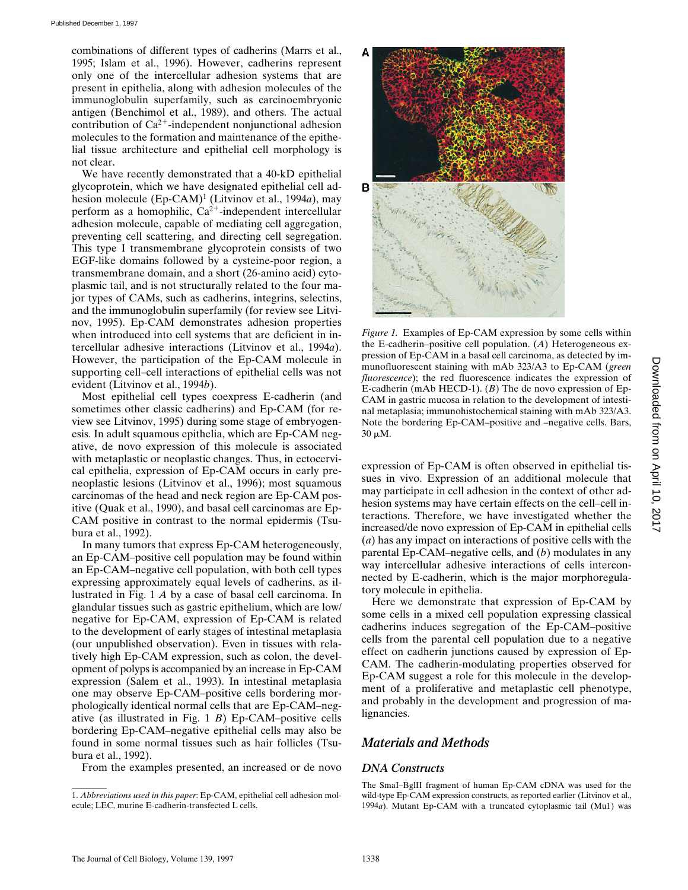combinations of different types of cadherins (Marrs et al., 1995; Islam et al., 1996). However, cadherins represent only one of the intercellular adhesion systems that are present in epithelia, along with adhesion molecules of the immunoglobulin superfamily, such as carcinoembryonic antigen (Benchimol et al., 1989), and others. The actual contribution of $Ca^{2+}$-independent nonjunctional adhesion molecules to the formation and maintenance of the epithelial tissue architecture and epithelial cell morphology is not clear.

We have recently demonstrated that a 40-kD epithelial glycoprotein, which we have designated epithelial cell adhesion molecule (Ep-CAM)[1] (Litvinov et al., 1994*a*), may perform as a homophilic, $Ca^{2+}$-independent intercellular adhesion molecule, capable of mediating cell aggregation, preventing cell scattering, and directing cell segregation. This type I transmembrane glycoprotein consists of two EGF-like domains followed by a cysteine-poor region, a transmembrane domain, and a short (26-amino acid) cytoplasmic tail, and is not structurally related to the four major types of CAMs, such as cadherins, integrins, selectins, and the immunoglobulin superfamily (for review see Litvinov, 1995). Ep-CAM demonstrates adhesion properties when introduced into cell systems that are deficient in intercellular adhesive interactions (Litvinov et al., 1994*a*). However, the participation of the Ep-CAM molecule in supporting cell–cell interactions of epithelial cells was not evident (Litvinov et al., 1994*b*).

Most epithelial cell types coexpress E-cadherin (and sometimes other classic cadherins) and Ep-CAM (for review see Litvinov, 1995) during some stage of embryogenesis. In adult squamous epithelia, which are Ep-CAM negative, de novo expression of this molecule is associated with metaplastic or neoplastic changes. Thus, in ectocervical epithelia, expression of Ep-CAM occurs in early preneoplastic lesions (Litvinov et al., 1996); most squamous carcinomas of the head and neck region are Ep-CAM positive (Quak et al., 1990), and basal cell carcinomas are Ep-CAM positive in contrast to the normal epidermis (Tsubura et al., 1992).

In many tumors that express Ep-CAM heterogeneously, an Ep-CAM–positive cell population may be found within an Ep-CAM–negative cell population, with both cell types expressing approximately equal levels of cadherins, as illustrated in Fig. 1 *A* by a case of basal cell carcinoma. In glandular tissues such as gastric epithelium, which are low/negative for Ep-CAM, expression of Ep-CAM is related to the development of early stages of intestinal metaplasia (our unpublished observation). Even in tissues with relatively high Ep-CAM expression, such as colon, the development of polyps is accompanied by an increase in Ep-CAM expression (Salem et al., 1993). In intestinal metaplasia one may observe Ep-CAM–positive cells bordering morphologically identical normal cells that are Ep-CAM–negative (as illustrated in Fig. 1 *B*) Ep-CAM–positive cells bordering Ep-CAM–negative epithelial cells may also be found in some normal tissues such as hair follicles (Tsubura et al., 1992).

From the examples presented, an increased or de novo expression of Ep-CAM is often observed in epithelial tissues in vivo. Expression of an additional molecule that may participate in cell adhesion in the context of other adhesion systems may have certain effects on the cell–cell interactions. Therefore, we have investigated whether the increased/de novo expression of Ep-CAM in epithelial cells (*a*) has any impact on interactions of positive cells with the parental Ep-CAM–negative cells, and (*b*) modulates in any way intercellular adhesive interactions of cells interconnected by E-cadherin, which is the major morphoregulatory molecule in epithelia.

Here we demonstrate that expression of Ep-CAM by some cells in a mixed cell population expressing classical cadherins induces segregation of the Ep-CAM–positive cells from the parental cell population due to a negative effect on cadherin junctions caused by expression of Ep-CAM. The cadherin-modulating properties observed for Ep-CAM suggest a role for this molecule in the development of a proliferative and metaplastic cell phenotype, and probably in the development and progression of malignancies.

*Figure 1.* Examples of Ep-CAM expression by some cells within the E-cadherin–positive cell population. (*A*) Heterogeneous expression of Ep-CAM in a basal cell carcinoma, as detected by immunofluorescent staining with mAb 323/A3 to Ep-CAM (*green fluorescence*); the red fluorescence indicates the expression of E-cadherin (mAb HECD-1). (*B*) The de novo expression of Ep-CAM in gastric mucosa in relation to the development of intestinal metaplasia; immunohistochemical staining with mAb 323/A3. Note the bordering Ep-CAM–positive and –negative cells. Bars, 30 μM.

## Materials and Methods

### DNA Constructs

The SmaI–BglII fragment of human Ep-CAM cDNA was used for the wild-type Ep-CAM expression constructs, as reported earlier (Litvinov et al., 1994*a*). Mutant Ep-CAM with a truncated cytoplasmic tail (Mu1) was

1. *Abbreviations used in this paper*: Ep-CAM, epithelial cell adhesion molecule; LEC, murine E-cadherin-transfected L cells.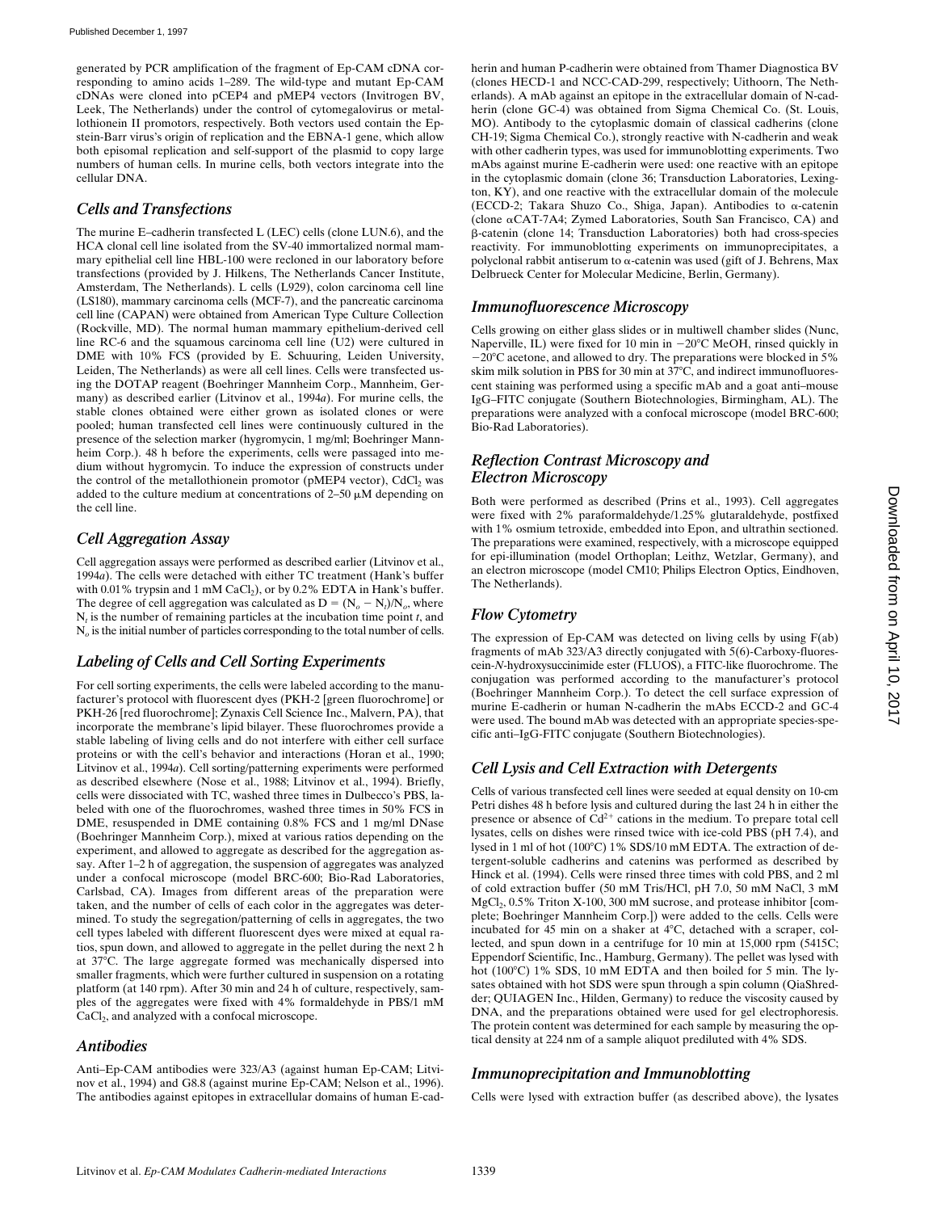generated by PCR amplification of the fragment of Ep-CAM cDNA corresponding to amino acids 1–289. The wild-type and mutant Ep-CAM cDNAs were cloned into pCEP4 and pMEP4 vectors (Invitrogen BV, Leek, The Netherlands) under the control of cytomegalovirus or metallothionein II promotors, respectively. Both vectors used contain the Epstein-Barr virus's origin of replication and the EBNA-1 gene, which allow both episomal replication and self-support of the plasmid to copy large numbers of human cells. In murine cells, both vectors integrate into the cellular DNA.

## Cells and Transfections

The murine E–cadherin transfected L (LEC) cells (clone LUN.6), and the HCA clonal cell line isolated from the SV-40 immortalized normal mammary epithelial cell line HBL-100 were recloned in our laboratory before transfections (provided by J. Hilkens, The Netherlands Cancer Institute, Amsterdam, The Netherlands). L cells (L929), colon carcinoma cell line (LS180), mammary carcinoma cells (MCF-7), and the pancreatic carcinoma cell line (CAPAN) were obtained from American Type Culture Collection (Rockville, MD). The normal human mammary epithelium-derived cell line RC-6 and the squamous carcinoma cell line (U2) were cultured in DME with 10% FCS (provided by E. Schuuring, Leiden University, Leiden, The Netherlands) as were all cell lines. Cells were transfected using the DOTAP reagent (Boehringer Mannheim Corp., Mannheim, Germany) as described earlier (Litvinov et al., 1994*a*). For murine cells, the stable clones obtained were either grown as isolated clones or were pooled; human transfected cell lines were continuously cultured in the presence of the selection marker (hygromycin, 1 mg/ml; Boehringer Mannheim Corp.). 48 h before the experiments, cells were passaged into medium without hygromycin. To induce the expression of constructs under the control of the metallothionein promotor (pMEP4 vector), $CdCl_2$ was added to the culture medium at concentrations of 2–50 μM depending on the cell line.

## Cell Aggregation Assay

Cell aggregation assays were performed as described earlier (Litvinov et al., 1994*a*). The cells were detached with either TC treatment (Hank's buffer with 0.01% trypsin and 1 mM $CaCl_2$), or by 0.2% EDTA in Hank's buffer. The degree of cell aggregation was calculated as $D = (N_o - N_t)/N_o$, where $N_t$ is the number of remaining particles at the incubation time point $t$, and $N_o$ is the initial number of particles corresponding to the total number of cells.

## Labeling of Cells and Cell Sorting Experiments

For cell sorting experiments, the cells were labeled according to the manufacturer's protocol with fluorescent dyes (PKH-2 [green fluorochrome] or PKH-26 [red fluorochrome]; Zynaxis Cell Science Inc., Malvern, PA), that incorporate the membrane's lipid bilayer. These fluorochromes provide a stable labeling of living cells and do not interfere with either cell surface proteins or with the cell's behavior and interactions (Horan et al., 1990; Litvinov et al., 1994*a*). Cell sorting/patterning experiments were performed as described elsewhere (Nose et al., 1988; Litvinov et al., 1994). Briefly, cells were dissociated with TC, washed three times in Dulbecco's PBS, labeled with one of the fluorochromes, washed three times in 50% FCS in DME, resuspended in DME containing 0.8% FCS and 1 mg/ml DNase (Boehringer Mannheim Corp.), mixed at various ratios depending on the experiment, and allowed to aggregate as described for the aggregation assay. After 1–2 h of aggregation, the suspension of aggregates was analyzed under a confocal microscope (model BRC-600; Bio-Rad Laboratories, Carlsbad, CA). Images from different areas of the preparation were taken, and the number of cells of each color in the aggregates was determined. To study the segregation/patterning of cells in aggregates, the two cell types labeled with different fluorescent dyes were mixed at equal ratios, spun down, and allowed to aggregate in the pellet during the next 2 h at 37°C. The large aggregate formed was mechanically dispersed into smaller fragments, which were further cultured in suspension on a rotating platform (at 140 rpm). After 30 min and 24 h of culture, respectively, samples of the aggregates were fixed with 4% formaldehyde in PBS/1 mM $CaCl_2$, and analyzed with a confocal microscope.

## Antibodies

Anti–Ep-CAM antibodies were 323/A3 (against human Ep-CAM; Litvinov et al., 1994) and G8.8 (against murine Ep-CAM; Nelson et al., 1996). The antibodies against epitopes in extracellular domains of human E-cadherin and human P-cadherin were obtained from Thamer Diagnostica BV (clones HECD-1 and NCC-CAD-299, respectively; Uithoorn, The Netherlands). A mAb against an epitope in the extracellular domain of N-cadherin (clone GC-4) was obtained from Sigma Chemical Co. (St. Louis, MO). Antibody to the cytoplasmic domain of classical cadherins (clone CH-19; Sigma Chemical Co.), strongly reactive with N-cadherin and weak with other cadherin types, was used for immunoblotting experiments. Two mAbs against murine E-cadherin were used: one reactive with an epitope in the cytoplasmic domain (clone 36; Transduction Laboratories, Lexington, KY), and one reactive with the extracellular domain of the molecule (ECCD-2; Takara Shuzo Co., Shiga, Japan). Antibodies to α-catenin (clone αCAT-7A4; Zymed Laboratories, South San Francisco, CA) and β-catenin (clone 14; Transduction Laboratories) both had cross-species reactivity. For immunoblotting experiments on immunoprecipitates, a polyclonal rabbit antiserum to α-catenin was used (gift of J. Behrens, Max Delbrueck Center for Molecular Medicine, Berlin, Germany).

## Immunofluorescence Microscopy

Cells growing on either glass slides or in multiwell chamber slides (Nunc, Naperville, IL) were fixed for 10 min in −20°C MeOH, rinsed quickly in −20°C acetone, and allowed to dry. The preparations were blocked in 5% skim milk solution in PBS for 30 min at 37°C, and indirect immunofluorescent staining was performed using a specific mAb and a goat anti–mouse IgG–FITC conjugate (Southern Biotechnologies, Birmingham, AL). The preparations were analyzed with a confocal microscope (model BRC-600; Bio-Rad Laboratories).

## Reflection Contrast Microscopy and Electron Microscopy

Both were performed as described (Prins et al., 1993). Cell aggregates were fixed with 2% paraformaldehyde/1.25% glutaraldehyde, postfixed with 1% osmium tetroxide, embedded into Epon, and ultrathin sectioned. The preparations were examined, respectively, with a microscope equipped for epi-illumination (model Orthoplan; Leithz, Wetzlar, Germany), and an electron microscope (model CM10; Philips Electron Optics, Eindhoven, The Netherlands).

## Flow Cytometry

The expression of Ep-CAM was detected on living cells by using F(ab) fragments of mAb 323/A3 directly conjugated with 5(6)-Carboxy-fluorescein-*N*-hydroxysuccinimide ester (FLUOS), a FITC-like fluorochrome. The conjugation was performed according to the manufacturer's protocol (Boehringer Mannheim Corp.). To detect the cell surface expression of murine E-cadherin or human N-cadherin the mAbs ECCD-2 and GC-4 were used. The bound mAb was detected with an appropriate species-specific anti–IgG-FITC conjugate (Southern Biotechnologies).

## Cell Lysis and Cell Extraction with Detergents

Cells of various transfected cell lines were seeded at equal density on 10-cm Petri dishes 48 h before lysis and cultured during the last 24 h in either the presence or absence of $Cd^{2+}$ cations in the medium. To prepare total cell lysates, cells on dishes were rinsed twice with ice-cold PBS (pH 7.4), and lysed in 1 ml of hot (100°C) 1% SDS/10 mM EDTA. The extraction of detergent-soluble cadherins and catenins was performed as described by Hinck et al. (1994). Cells were rinsed three times with cold PBS, and 2 ml of cold extraction buffer (50 mM Tris/HCl, pH 7.0, 50 mM NaCl, 3 mM $MgCl_2$, 0.5% Triton X-100, 300 mM sucrose, and protease inhibitor [complete; Boehringer Mannheim Corp.]) were added to the cells. Cells were incubated for 45 min on a shaker at 4°C, detached with a scraper, collected, and spun down in a centrifuge for 10 min at 15,000 rpm (5415C; Eppendorf Scientific, Inc., Hamburg, Germany). The pellet was lysed with hot (100°C) 1% SDS, 10 mM EDTA and then boiled for 5 min. The lysates obtained with hot SDS were spun through a spin column (QiaShredder; QUIAGEN Inc., Hilden, Germany) to reduce the viscosity caused by DNA, and the preparations obtained were used for gel electrophoresis. The protein content was determined for each sample by measuring the optical density at 224 nm of a sample aliquot prediluted with 4% SDS.

## Immunoprecipitation and Immunoblotting

Cells were lysed with extraction buffer (as described above), the lysates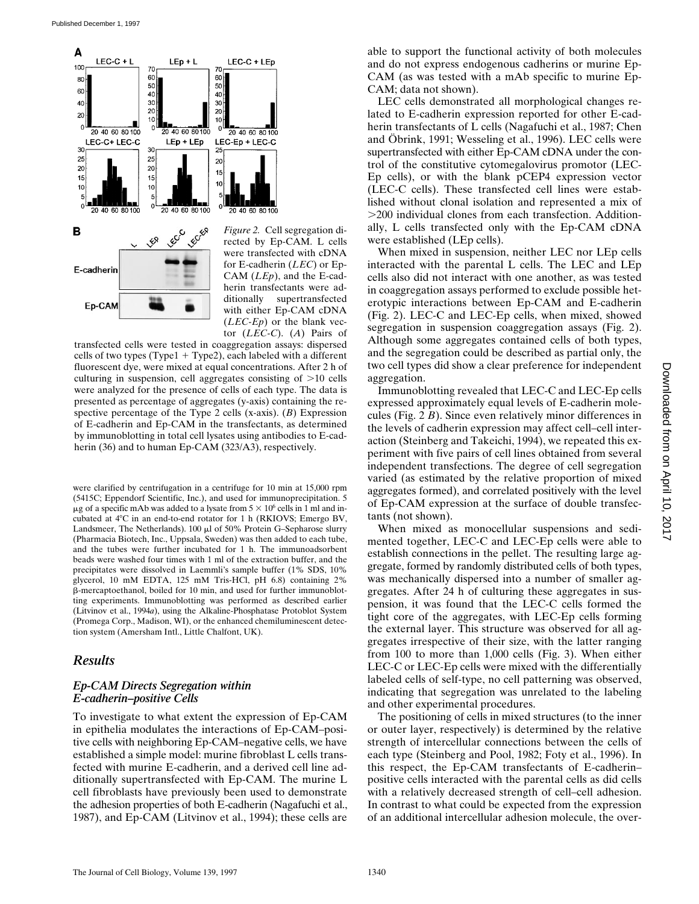*Figure 2.* Cell segregation directed by Ep-CAM. L cells were transfected with cDNA for E-cadherin (*LEC*) or Ep-CAM (*LEp*), and the E-cadherin transfectants were additionally supertransfected with either Ep-CAM cDNA (*LEC-Ep*) or the blank vector (*LEC-C*). (*A*) Pairs of transfected cells were tested in coaggregation assays: dispersed cells of two types (Type1 + Type2), each labeled with a different fluorescent dye, were mixed at equal concentrations. After 2 h of culturing in suspension, cell aggregates consisting of >10 cells were analyzed for the presence of cells of each type. The data is presented as percentage of aggregates (y-axis) containing the respective percentage of the Type 2 cells (x-axis). (*B*) Expression of E-cadherin and Ep-CAM in the transfectants, as determined by immunoblotting in total cell lysates using antibodies to E-cadherin (36) and to human Ep-CAM (323/A3), respectively.

were clarified by centrifugation in a centrifuge for 10 min at 15,000 rpm (5415C; Eppendorf Scientific, Inc.), and used for immunoprecipitation. 5 μg of a specific mAb was added to a lysate from $5 \times 10^6$ cells in 1 ml and incubated at 4°C in an end-to-end rotator for 1 h (RKIOVS; Emergo BV, Landsmeer, The Netherlands). 100 μl of 50% Protein G–Sepharose slurry (Pharmacia Biotech, Inc., Uppsala, Sweden) was then added to each tube, and the tubes were further incubated for 1 h. The immunoadsorbent beads were washed four times with 1 ml of the extraction buffer, and the precipitates were dissolved in Laemmli's sample buffer (1% SDS, 10% glycerol, 10 mM EDTA, 125 mM Tris-HCl, pH 6.8) containing 2% β-mercaptoethanol, boiled for 10 min, and used for further immunoblotting experiments. Immunoblotting was performed as described earlier (Litvinov et al., 1994*a*), using the Alkaline-Phosphatase Protoblot System (Promega Corp., Madison, WI), or the enhanced chemiluminescent detection system (Amersham Intl., Little Chalfont, UK).

## *Results*

### *Ep-CAM Directs Segregation within E-cadherin–positive Cells*

To investigate to what extent the expression of Ep-CAM in epithelia modulates the interactions of Ep-CAM–positive cells with neighboring Ep-CAM–negative cells, we have established a simple model: murine fibroblast L cells transfected with murine E-cadherin, and a derived cell line additionally supertransfected with Ep-CAM. The murine L cell fibroblasts have previously been used to demonstrate the adhesion properties of both E-cadherin (Nagafuchi et al., 1987), and Ep-CAM (Litvinov et al., 1994); these cells are able to support the functional activity of both molecules and do not express endogenous cadherins or murine Ep-CAM (as was tested with a mAb specific to murine Ep-CAM; data not shown).

LEC cells demonstrated all morphological changes related to E-cadherin expression reported for other E-cadherin transfectants of L cells (Nagafuchi et al., 1987; Chen and Öbrink, 1991; Wesseling et al., 1996). LEC cells were supertransfected with either Ep-CAM cDNA under the control of the constitutive cytomegalovirus promotor (LEC-Ep cells), or with the blank pCEP4 expression vector (LEC-C cells). These transfected cell lines were established without clonal isolation and represented a mix of >200 individual clones from each transfection. Additionally, L cells transfected only with the Ep-CAM cDNA were established (LEp cells).

When mixed in suspension, neither LEC nor LEp cells interacted with the parental L cells. The LEC and LEp cells also did not interact with one another, as was tested in coaggregation assays performed to exclude possible heterotypic interactions between Ep-CAM and E-cadherin (Fig. 2). LEC-C and LEC-Ep cells, when mixed, showed segregation in suspension coaggregation assays (Fig. 2). Although some aggregates contained cells of both types, and the segregation could be described as partial only, the two cell types did show a clear preference for independent aggregation.

Immunoblotting revealed that LEC-C and LEC-Ep cells expressed approximately equal levels of E-cadherin molecules (Fig. 2 *B*). Since even relatively minor differences in the levels of cadherin expression may affect cell–cell interaction (Steinberg and Takeichi, 1994), we repeated this experiment with five pairs of cell lines obtained from several independent transfections. The degree of cell segregation varied (as estimated by the relative proportion of mixed aggregates formed), and correlated positively with the level of Ep-CAM expression at the surface of double transfectants (not shown).

When mixed as monocellular suspensions and sedimented together, LEC-C and LEC-Ep cells were able to establish connections in the pellet. The resulting large aggregate, formed by randomly distributed cells of both types, was mechanically dispersed into a number of smaller aggregates. After 24 h of culturing these aggregates in suspension, it was found that the LEC-C cells formed the tight core of the aggregates, with LEC-Ep cells forming the external layer. This structure was observed for all aggregates irrespective of their size, with the latter ranging from 100 to more than 1,000 cells (Fig. 3). When either LEC-C or LEC-Ep cells were mixed with the differentially labeled cells of self-type, no cell patterning was observed, indicating that segregation was unrelated to the labeling and other experimental procedures.

The positioning of cells in mixed structures (to the inner or outer layer, respectively) is determined by the relative strength of intercellular connections between the cells of each type (Steinberg and Pool, 1982; Foty et al., 1996). In this respect, the Ep-CAM transfectants of E-cadherin–positive cells interacted with the parental cells as did cells with a relatively decreased strength of cell–cell adhesion. In contrast to what could be expected from the expression of an additional intercellular adhesion molecule, the over-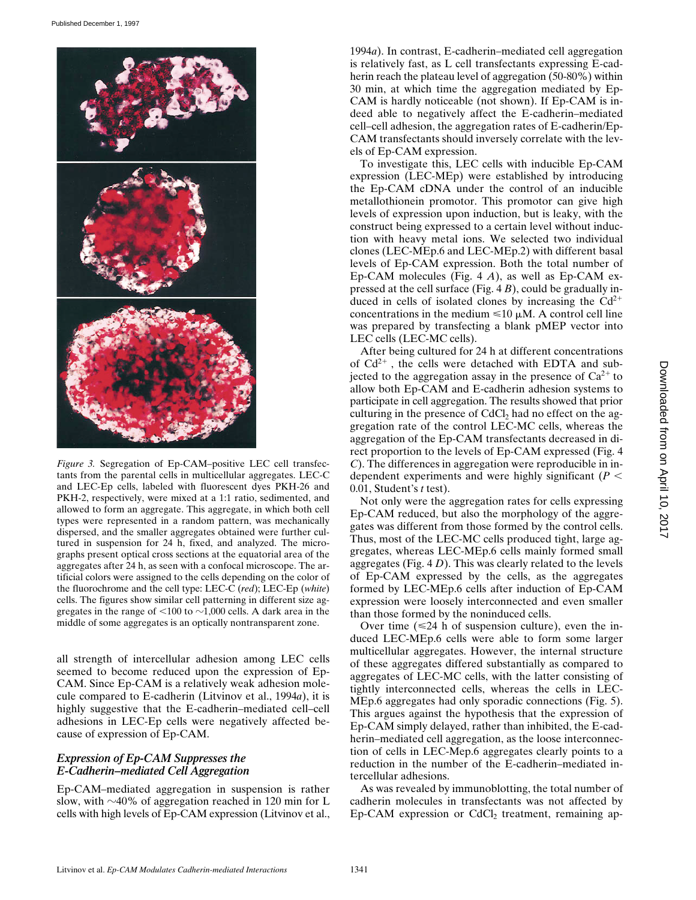*Figure 3.* Segregation of Ep-CAM–positive LEC cell transfectants from the parental cells in multicellular aggregates. LEC-C and LEC-Ep cells, labeled with fluorescent dyes PKH-26 and PKH-2, respectively, were mixed at a 1:1 ratio, sedimented, and allowed to form an aggregate. This aggregate, in which both cell types were represented in a random pattern, was mechanically dispersed, and the smaller aggregates obtained were further cultured in suspension for 24 h, fixed, and analyzed. The micrographs present optical cross sections at the equatorial area of the aggregates after 24 h, as seen with a confocal microscope. The artificial colors were assigned to the cells depending on the color of the fluorochrome and the cell type: LEC-C (*red*); LEC-Ep (*white*) cells. The figures show similar cell patterning in different size aggregates in the range of <100 to ~1,000 cells. A dark area in the middle of some aggregates is an optically nontransparent zone.

all strength of intercellular adhesion among LEC cells seemed to become reduced upon the expression of Ep-CAM. Since Ep-CAM is a relatively weak adhesion molecule compared to E-cadherin (Litvinov et al., 1994*a*), it is highly suggestive that the E-cadherin–mediated cell–cell adhesions in LEC-Ep cells were negatively affected because of expression of Ep-CAM.

### *Expression of Ep-CAM Suppresses the E-Cadherin–mediated Cell Aggregation*

Ep-CAM–mediated aggregation in suspension is rather slow, with ~40% of aggregation reached in 120 min for L cells with high levels of Ep-CAM expression (Litvinov et al., 1994*a*). In contrast, E-cadherin–mediated cell aggregation is relatively fast, as L cell transfectants expressing E-cadherin reach the plateau level of aggregation (50-80%) within 30 min, at which time the aggregation mediated by Ep-CAM is hardly noticeable (not shown). If Ep-CAM is indeed able to negatively affect the E-cadherin–mediated cell–cell adhesion, the aggregation rates of E-cadherin/Ep-CAM transfectants should inversely correlate with the levels of Ep-CAM expression.

To investigate this, LEC cells with inducible Ep-CAM expression (LEC-MEp) were established by introducing the Ep-CAM cDNA under the control of an inducible metallothionein promotor. This promotor can give high levels of expression upon induction, but is leaky, with the construct being expressed to a certain level without induction with heavy metal ions. We selected two individual clones (LEC-MEp.6 and LEC-MEp.2) with different basal levels of Ep-CAM expression. Both the total number of Ep-CAM molecules (Fig. 4 *A*), as well as Ep-CAM expressed at the cell surface (Fig. 4 *B*), could be gradually induced in cells of isolated clones by increasing the $Cd^{2+}$ concentrations in the medium ≤10 μM. A control cell line was prepared by transfecting a blank pMEP vector into LEC cells (LEC-MC cells).

After being cultured for 24 h at different concentrations of $Cd^{2+}$, the cells were detached with EDTA and subjected to the aggregation assay in the presence of $Ca^{2+}$ to allow both Ep-CAM and E-cadherin adhesion systems to participate in cell aggregation. The results showed that prior culturing in the presence of $CdCl_2$ had no effect on the aggregation rate of the control LEC-MC cells, whereas the aggregation of the Ep-CAM transfectants decreased in direct proportion to the levels of Ep-CAM expressed (Fig. 4 *C*). The differences in aggregation were reproducible in independent experiments and were highly significant ($P <$ 0.01, Student's *t* test).

Not only were the aggregation rates for cells expressing Ep-CAM reduced, but also the morphology of the aggregates was different from those formed by the control cells. Thus, most of the LEC-MC cells produced tight, large aggregates, whereas LEC-MEp.6 cells mainly formed small aggregates (Fig. 4 *D*). This was clearly related to the levels of Ep-CAM expressed by the cells, as the aggregates formed by LEC-MEp.6 cells after induction of Ep-CAM expression were loosely interconnected and even smaller than those formed by the noninduced cells.

Over time (≤24 h of suspension culture), even the induced LEC-MEp.6 cells were able to form some larger multicellular aggregates. However, the internal structure of these aggregates differed substantially as compared to aggregates of LEC-MC cells, with the latter consisting of tightly interconnected cells, whereas the cells in LEC-MEp.6 aggregates had only sporadic connections (Fig. 5). This argues against the hypothesis that the expression of Ep-CAM simply delayed, rather than inhibited, the E-cadherin–mediated cell aggregation, as the loose interconnection of cells in LEC-Mep.6 aggregates clearly points to a reduction in the number of the E-cadherin–mediated intercellular adhesions.

As was revealed by immunoblotting, the total number of cadherin molecules in transfectants was not affected by Ep-CAM expression or $CdCl_2$ treatment, remaining ap-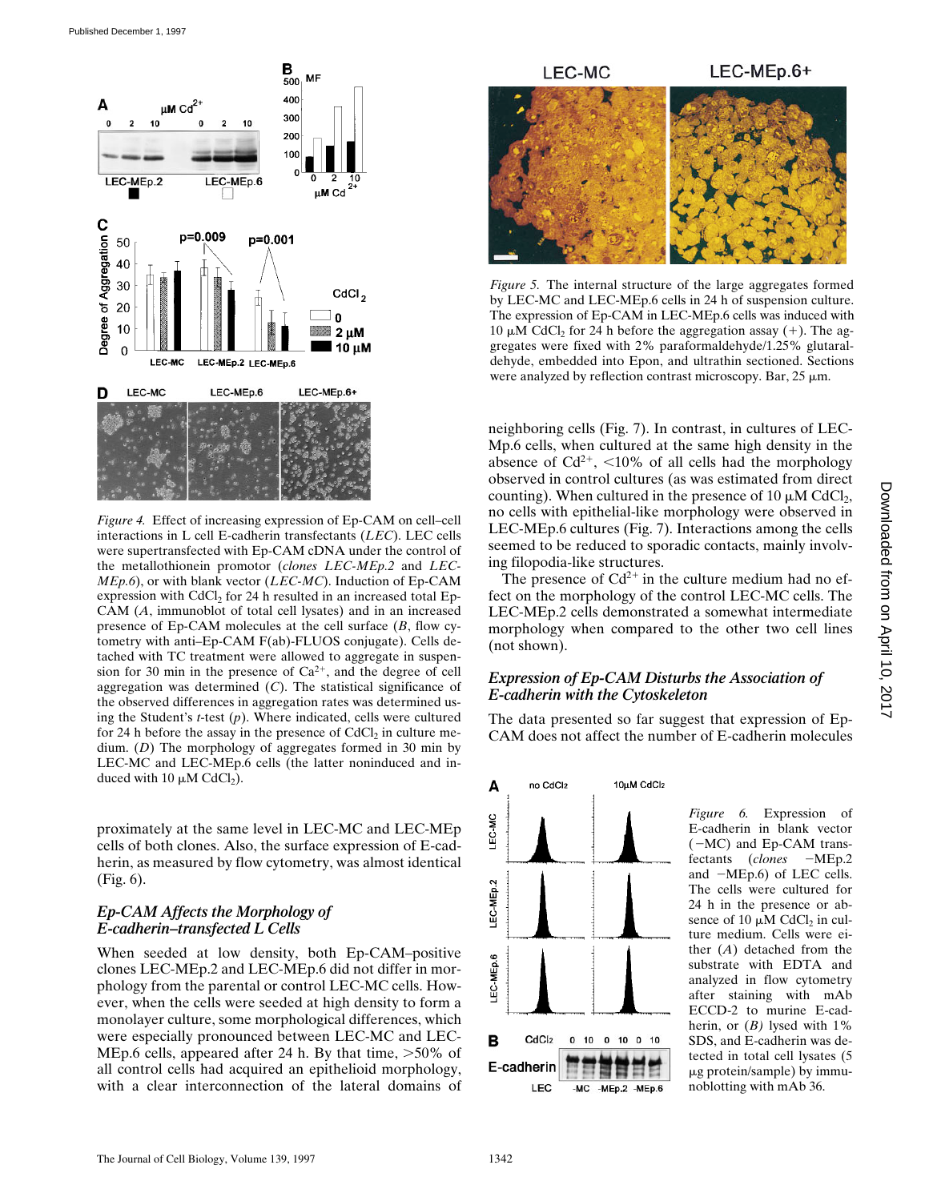*Figure 4.* Effect of increasing expression of Ep-CAM on cell–cell interactions in L cell E-cadherin transfectants (*LEC*). LEC cells were supertransfected with Ep-CAM cDNA under the control of the metallothionein promotor (*clones LEC-MEp.2* and *LEC-MEp.6*), or with blank vector (*LEC-MC*). Induction of Ep-CAM expression with $CdCl_2$ for 24 h resulted in an increased total Ep-CAM (*A*, immunoblot of total cell lysates) and in an increased presence of Ep-CAM molecules at the cell surface (*B*, flow cytometry with anti–Ep-CAM F(ab)-FLUOS conjugate). Cells detached with TC treatment were allowed to aggregate in suspension for 30 min in the presence of $Ca^{2+}$, and the degree of cell aggregation was determined (*C*). The statistical significance of the observed differences in aggregation rates was determined using the Student's *t*-test (*p*). Where indicated, cells were cultured for 24 h before the assay in the presence of $CdCl_2$ in culture medium. (*D*) The morphology of aggregates formed in 30 min by LEC-MC and LEC-MEp.6 cells (the latter noninduced and induced with 10 μM $CdCl_2$).

proximately at the same level in LEC-MC and LEC-MEp cells of both clones. Also, the surface expression of E-cadherin, as measured by flow cytometry, was almost identical (Fig. 6).

### *Ep-CAM Affects the Morphology of E-cadherin–transfected L Cells*

When seeded at low density, both Ep-CAM–positive clones LEC-MEp.2 and LEC-MEp.6 did not differ in morphology from the parental or control LEC-MC cells. However, when the cells were seeded at high density to form a monolayer culture, some morphological differences, which were especially pronounced between LEC-MC and LEC-MEp.6 cells, appeared after 24 h. By that time, >50% of all control cells had acquired an epithelioid morphology, with a clear interconnection of the lateral domains of neighboring cells (Fig. 7). In contrast, in cultures of LEC-Mp.6 cells, when cultured at the same high density in the absence of $Cd^{2+}$, <10% of all cells had the morphology observed in control cultures (as was estimated from direct counting). When cultured in the presence of 10 μM $CdCl_2$, no cells with epithelial-like morphology were observed in LEC-MEp.6 cultures (Fig. 7). Interactions among the cells seemed to be reduced to sporadic contacts, mainly involving filopodia-like structures.

The presence of $Cd^{2+}$ in the culture medium had no effect on the morphology of the control LEC-MC cells. The LEC-MEp.2 cells demonstrated a somewhat intermediate morphology when compared to the other two cell lines (not shown).

*Figure 5.* The internal structure of the large aggregates formed by LEC-MC and LEC-MEp.6 cells in 24 h of suspension culture. The expression of Ep-CAM in LEC-MEp.6 cells was induced with 10 μM $CdCl_2$ for 24 h before the aggregation assay (+). The aggregates were fixed with 2% paraformaldehyde/1.25% glutaraldehyde, embedded into Epon, and ultrathin sectioned. Sections were analyzed by reflection contrast microscopy. Bar, 25 μm.

### *Expression of Ep-CAM Disturbs the Association of E-cadherin with the Cytoskeleton*

The data presented so far suggest that expression of Ep-CAM does not affect the number of E-cadherin molecules

*Figure 6.* Expression of E-cadherin in blank vector (−MC) and Ep-CAM transfectants (*clones* −MEp.2 and −MEp.6) of LEC cells. The cells were cultured for 24 h in the presence or absence of 10 μM $CdCl_2$ in culture medium. Cells were either (*A*) detached from the substrate with EDTA and analyzed in flow cytometry after staining with mAb ECCD-2 to murine E-cadherin, or (*B*) lysed with 1% SDS, and E-cadherin was detected in total cell lysates (5 μg protein/sample) by immunoblotting with mAb 36.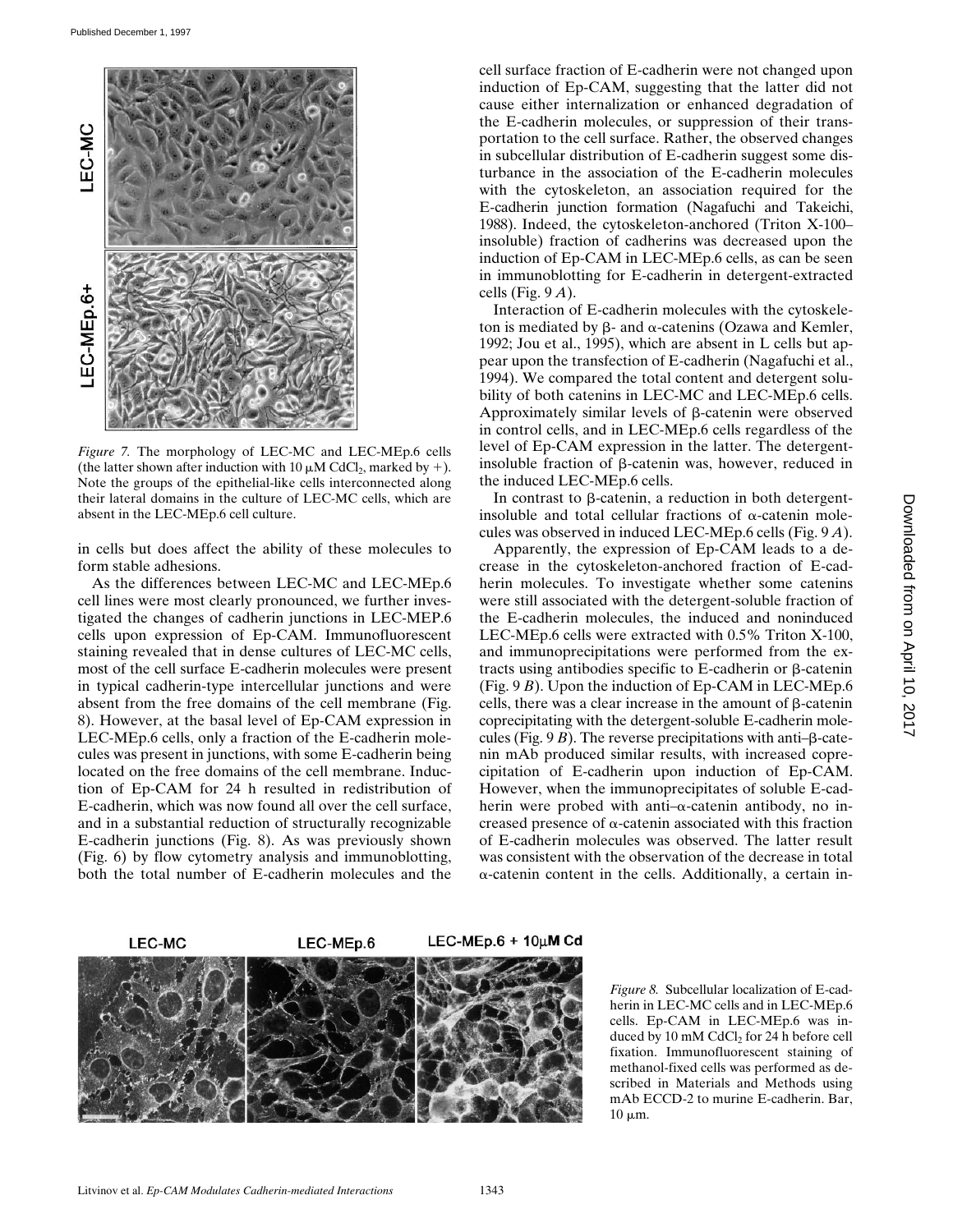*Figure 7.* The morphology of LEC-MC and LEC-MEp.6 cells (the latter shown after induction with 10 μM $CdCl_2$, marked by +). Note the groups of the epithelial-like cells interconnected along their lateral domains in the culture of LEC-MC cells, which are absent in the LEC-MEp.6 cell culture.

in cells but does affect the ability of these molecules to form stable adhesions.

As the differences between LEC-MC and LEC-MEp.6 cell lines were most clearly pronounced, we further investigated the changes of cadherin junctions in LEC-MEP.6 cells upon expression of Ep-CAM. Immunofluorescent staining revealed that in dense cultures of LEC-MC cells, most of the cell surface E-cadherin molecules were present in typical cadherin-type intercellular junctions and were absent from the free domains of the cell membrane (Fig. 8). However, at the basal level of Ep-CAM expression in LEC-MEp.6 cells, only a fraction of the E-cadherin molecules was present in junctions, with some E-cadherin being located on the free domains of the cell membrane. Induction of Ep-CAM for 24 h resulted in redistribution of E-cadherin, which was now found all over the cell surface, and in a substantial reduction of structurally recognizable E-cadherin junctions (Fig. 8). As was previously shown (Fig. 6) by flow cytometry analysis and immunoblotting, both the total number of E-cadherin molecules and the cell surface fraction of E-cadherin were not changed upon induction of Ep-CAM, suggesting that the latter did not cause either internalization or enhanced degradation of the E-cadherin molecules, or suppression of their transportation to the cell surface. Rather, the observed changes in subcellular distribution of E-cadherin suggest some disturbance in the association of the E-cadherin molecules with the cytoskeleton, an association required for the E-cadherin junction formation (Nagafuchi and Takeichi, 1988). Indeed, the cytoskeleton-anchored (Triton X-100–insoluble) fraction of cadherins was decreased upon the induction of Ep-CAM in LEC-MEp.6 cells, as can be seen in immunoblotting for E-cadherin in detergent-extracted cells (Fig. 9 *A*).

Interaction of E-cadherin molecules with the cytoskeleton is mediated by β- and α-catenins (Ozawa and Kemler, 1992; Jou et al., 1995), which are absent in L cells but appear upon the transfection of E-cadherin (Nagafuchi et al., 1994). We compared the total content and detergent solubility of both catenins in LEC-MC and LEC-MEp.6 cells. Approximately similar levels of β-catenin were observed in control cells, and in LEC-MEp.6 cells regardless of the level of Ep-CAM expression in the latter. The detergent-insoluble fraction of β-catenin was, however, reduced in the induced LEC-MEp.6 cells.

In contrast to β-catenin, a reduction in both detergent-insoluble and total cellular fractions of α-catenin molecules was observed in induced LEC-MEp.6 cells (Fig. 9 *A*).

Apparently, the expression of Ep-CAM leads to a decrease in the cytoskeleton-anchored fraction of E-cadherin molecules. To investigate whether some catenins were still associated with the detergent-soluble fraction of the E-cadherin molecules, the induced and noninduced LEC-MEp.6 cells were extracted with 0.5% Triton X-100, and immunoprecipitations were performed from the extracts using antibodies specific to E-cadherin or β-catenin (Fig. 9 *B*). Upon the induction of Ep-CAM in LEC-MEp.6 cells, there was a clear increase in the amount of β-catenin coprecipitating with the detergent-soluble E-cadherin molecules (Fig. 9 *B*). The reverse precipitations with anti–β-catenin mAb produced similar results, with increased coprecipitation of E-cadherin upon induction of Ep-CAM. However, when the immunoprecipitates of soluble E-cadherin were probed with anti–α-catenin antibody, no increased presence of α-catenin associated with this fraction of E-cadherin molecules was observed. The latter result was consistent with the observation of the decrease in total α-catenin content in the cells. Additionally, a certain in-

*Figure 8.* Subcellular localization of E-cadherin in LEC-MC cells and in LEC-MEp.6 cells. Ep-CAM in LEC-MEp.6 was induced by 10 mM $CdCl_2$ for 24 h before cell fixation. Immunofluorescent staining of methanol-fixed cells was performed as described in Materials and Methods using mAb ECCD-2 to murine E-cadherin. Bar, 10 μm.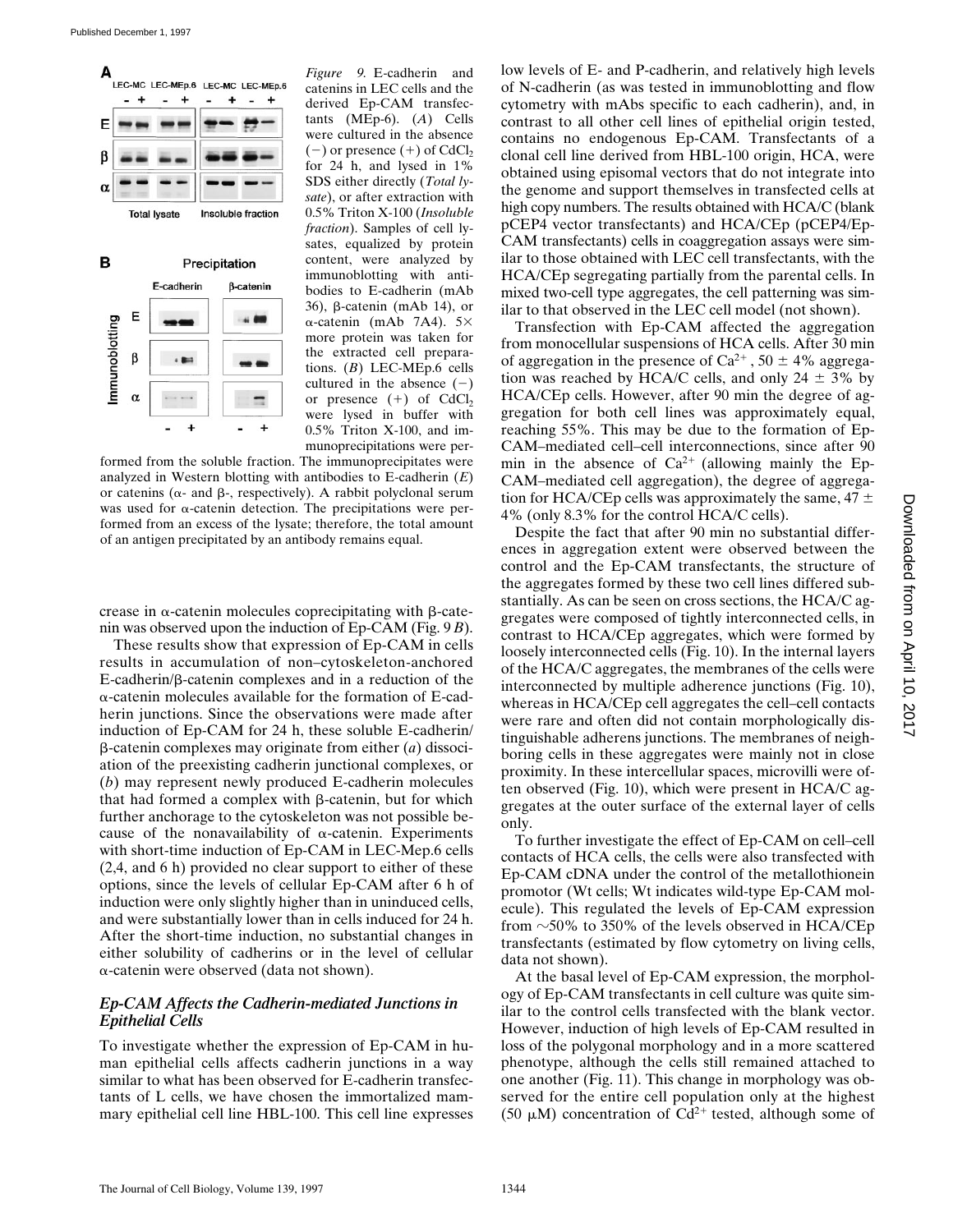*Figure 9.* E-cadherin and catenins in LEC cells and the derived Ep-CAM transfectants (MEp-6). (*A*) Cells were cultured in the absence (−) or presence (+) of $CdCl_2$ for 24 h, and lysed in 1% SDS either directly (*Total lysate*), or after extraction with 0.5% Triton X-100 (*Insoluble fraction*). Samples of cell lysates, equalized by protein content, were analyzed by immunoblotting with antibodies to E-cadherin (mAb 36), β-catenin (mAb 14), or α-catenin (mAb 7A4). 5× more protein was taken for the extracted cell preparations. (*B*) LEC-MEp.6 cells cultured in the absence (−) or presence (+) of $CdCl_2$ were lysed in buffer with 0.5% Triton X-100, and immunoprecipitations were performed from the soluble fraction. The immunoprecipitates were analyzed in Western blotting with antibodies to E-cadherin (*E*) or catenins (α- and β-, respectively). A rabbit polyclonal serum was used for α-catenin detection. The precipitations were performed from an excess of the lysate; therefore, the total amount of an antigen precipitated by an antibody remains equal.

crease in α-catenin molecules coprecipitating with β-catenin was observed upon the induction of Ep-CAM (Fig. 9 *B*).

These results show that expression of Ep-CAM in cells results in accumulation of non–cytoskeleton-anchored E-cadherin/β-catenin complexes and in a reduction of the α-catenin molecules available for the formation of E-cadherin junctions. Since the observations were made after induction of Ep-CAM for 24 h, these soluble E-cadherin/β-catenin complexes may originate from either (*a*) dissociation of the preexisting cadherin junctional complexes, or (*b*) may represent newly produced E-cadherin molecules that had formed a complex with β-catenin, but for which further anchorage to the cytoskeleton was not possible because of the nonavailability of α-catenin. Experiments with short-time induction of Ep-CAM in LEC-Mep.6 cells (2,4, and 6 h) provided no clear support to either of these options, since the levels of cellular Ep-CAM after 6 h of induction were only slightly higher than in uninduced cells, and were substantially lower than in cells induced for 24 h. After the short-time induction, no substantial changes in either solubility of cadherins or in the level of cellular α-catenin were observed (data not shown).

### *Ep-CAM Affects the Cadherin-mediated Junctions in Epithelial Cells*

To investigate whether the expression of Ep-CAM in human epithelial cells affects cadherin junctions in a way similar to what has been observed for E-cadherin transfectants of L cells, we have chosen the immortalized mammary epithelial cell line HBL-100. This cell line expresses low levels of E- and P-cadherin, and relatively high levels of N-cadherin (as was tested in immunoblotting and flow cytometry with mAbs specific to each cadherin), and, in contrast to all other cell lines of epithelial origin tested, contains no endogenous Ep-CAM. Transfectants of a clonal cell line derived from HBL-100 origin, HCA, were obtained using episomal vectors that do not integrate into the genome and support themselves in transfected cells at high copy numbers. The results obtained with HCA/C (blank pCEP4 vector transfectants) and HCA/CEp (pCEP4/Ep-CAM transfectants) cells in coaggregation assays were similar to those obtained with LEC cell transfectants, with the HCA/CEp segregating partially from the parental cells. In mixed two-cell type aggregates, the cell patterning was similar to that observed in the LEC cell model (not shown).

Transfection with Ep-CAM affected the aggregation from monocellular suspensions of HCA cells. After 30 min of aggregation in the presence of $Ca^{2+}$, 50 ± 4% aggregation was reached by HCA/C cells, and only 24 ± 3% by HCA/CEp cells. However, after 90 min the degree of aggregation for both cell lines was approximately equal, reaching 55%. This may be due to the formation of Ep-CAM–mediated cell–cell interconnections, since after 90 min in the absence of $Ca^{2+}$ (allowing mainly the Ep-CAM–mediated cell aggregation), the degree of aggregation for HCA/CEp cells was approximately the same, 47 ± 4% (only 8.3% for the control HCA/C cells).

Despite the fact that after 90 min no substantial differences in aggregation extent were observed between the control and the Ep-CAM transfectants, the structure of the aggregates formed by these two cell lines differed substantially. As can be seen on cross sections, the HCA/C aggregates were composed of tightly interconnected cells, in contrast to HCA/CEp aggregates, which were formed by loosely interconnected cells (Fig. 10). In the internal layers of the HCA/C aggregates, the membranes of the cells were interconnected by multiple adherence junctions (Fig. 10), whereas in HCA/CEp cell aggregates the cell–cell contacts were rare and often did not contain morphologically distinguishable adherens junctions. The membranes of neighboring cells in these aggregates were mainly not in close proximity. In these intercellular spaces, microvilli were often observed (Fig. 10), which were present in HCA/C aggregates at the outer surface of the external layer of cells only.

To further investigate the effect of Ep-CAM on cell–cell contacts of HCA cells, the cells were also transfected with Ep-CAM cDNA under the control of the metallothionein promotor (Wt cells; Wt indicates wild-type Ep-CAM molecule). This regulated the levels of Ep-CAM expression from ∼50% to 350% of the levels observed in HCA/CEp transfectants (estimated by flow cytometry on living cells, data not shown).

At the basal level of Ep-CAM expression, the morphology of Ep-CAM transfectants in cell culture was quite similar to the control cells transfected with the blank vector. However, induction of high levels of Ep-CAM resulted in loss of the polygonal morphology and in a more scattered phenotype, although the cells still remained attached to one another (Fig. 11). This change in morphology was observed for the entire cell population only at the highest (50 μM) concentration of $Cd^{2+}$ tested, although some of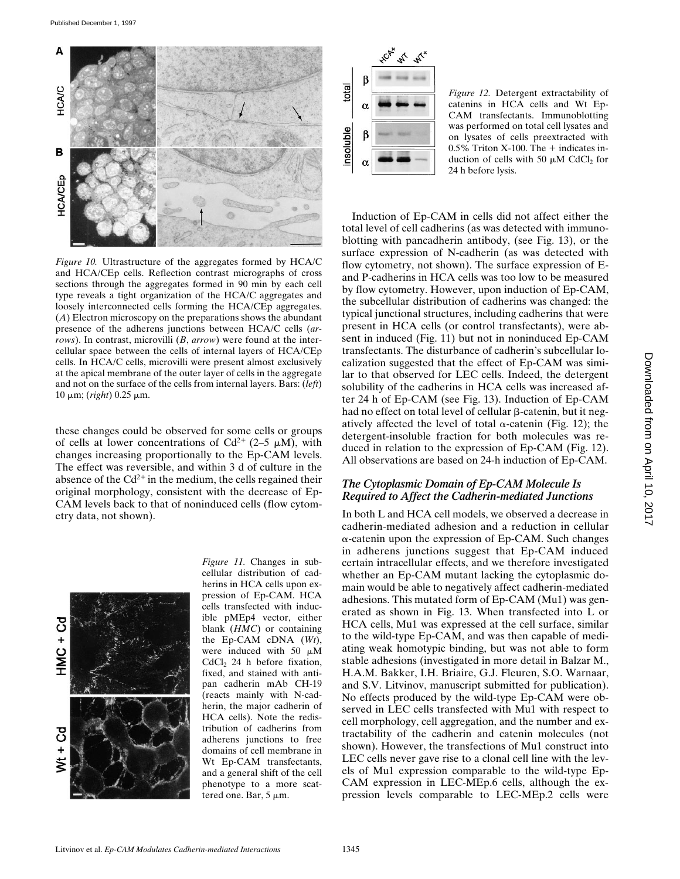*Figure 10.* Ultrastructure of the aggregates formed by HCA/C and HCA/CEp cells. Reflection contrast micrographs of cross sections through the aggregates formed in 90 min by each cell type reveals a tight organization of the HCA/C aggregates and loosely interconnected cells forming the HCA/CEp aggregates. (*A*) Electron microscopy on the preparations shows the abundant presence of the adherens junctions between HCA/C cells (*arrows*). In contrast, microvilli (*B*, *arrow*) were found at the intercellular space between the cells of internal layers of HCA/CEp cells. In HCA/C cells, microvilli were present almost exclusively at the apical membrane of the outer layer of cells in the aggregate and not on the surface of the cells from internal layers. Bars: (*left*) 10 μm; (*right*) 0.25 μm.

these changes could be observed for some cells or groups of cells at lower concentrations of $Cd^{2+}$ (2–5 μM), with changes increasing proportionally to the Ep-CAM levels. The effect was reversible, and within 3 d of culture in the absence of the $Cd^{2+}$ in the medium, the cells regained their original morphology, consistent with the decrease of Ep-CAM levels back to that of noninduced cells (flow cytometry data, not shown).

*Figure 11.* Changes in subcellular distribution of cadherins in HCA cells upon expression of Ep-CAM. HCA cells transfected with inducible pMEp4 vector, either blank (*HMC*) or containing the Ep-CAM cDNA (*Wt*), were induced with 50 μM $CdCl_2$ 24 h before fixation, fixed, and stained with anti-pan cadherin mAb CH-19 (reacts mainly with N-cadherin, the major cadherin of HCA cells). Note the redistribution of cadherins from adherens junctions to free domains of cell membrane in Wt Ep-CAM transfectants, and a general shift of the cell phenotype to a more scattered one. Bar, 5 μm.

*Figure 12.* Detergent extractability of catenins in HCA cells and Wt Ep-CAM transfectants. Immunoblotting was performed on total cell lysates and on lysates of cells preextracted with 0.5% Triton X-100. The + indicates induction of cells with 50 μM $CdCl_2$ for 24 h before lysis.

Induction of Ep-CAM in cells did not affect either the total level of cell cadherins (as was detected with immunoblotting with pancadherin antibody, (see Fig. 13), or the surface expression of N-cadherin (as was detected with flow cytometry, not shown). The surface expression of E- and P-cadherins in HCA cells was too low to be measured by flow cytometry. However, upon induction of Ep-CAM, the subcellular distribution of cadherins was changed: the typical junctional structures, including cadherins that were present in HCA cells (or control transfectants), were absent in induced (Fig. 11) but not in noninduced Ep-CAM transfectants. The disturbance of cadherin's subcellular localization suggested that the effect of Ep-CAM was similar to that observed for LEC cells. Indeed, the detergent solubility of the cadherins in HCA cells was increased after 24 h of Ep-CAM (see Fig. 13). Induction of Ep-CAM had no effect on total level of cellular β-catenin, but it negatively affected the level of total α-catenin (Fig. 12); the detergent-insoluble fraction for both molecules was reduced in relation to the expression of Ep-CAM (Fig. 12). All observations are based on 24-h induction of Ep-CAM.

### *The Cytoplasmic Domain of Ep-CAM Molecule Is Required to Affect the Cadherin-mediated Junctions*

In both L and HCA cell models, we observed a decrease in cadherin-mediated adhesion and a reduction in cellular α-catenin upon the expression of Ep-CAM. Such changes in adherens junctions suggest that Ep-CAM induced certain intracellular effects, and we therefore investigated whether an Ep-CAM mutant lacking the cytoplasmic domain would be able to negatively affect cadherin-mediated adhesions. This mutated form of Ep-CAM (Mu1) was generated as shown in Fig. 13. When transfected into L or HCA cells, Mu1 was expressed at the cell surface, similar to the wild-type Ep-CAM, and was then capable of mediating weak homotypic binding, but was not able to form stable adhesions (investigated in more detail in Balzar M., H.A.M. Bakker, I.H. Briaire, G.J. Fleuren, S.O. Warnaar, and S.V. Litvinov, manuscript submitted for publication). No effects produced by the wild-type Ep-CAM were observed in LEC cells transfected with Mu1 with respect to cell morphology, cell aggregation, and the number and extractability of the cadherin and catenin molecules (not shown). However, the transfections of Mu1 construct into LEC cells never gave rise to a clonal cell line with the levels of Mu1 expression comparable to the wild-type Ep-CAM expression in LEC-MEp.6 cells, although the expression levels comparable to LEC-MEp.2 cells were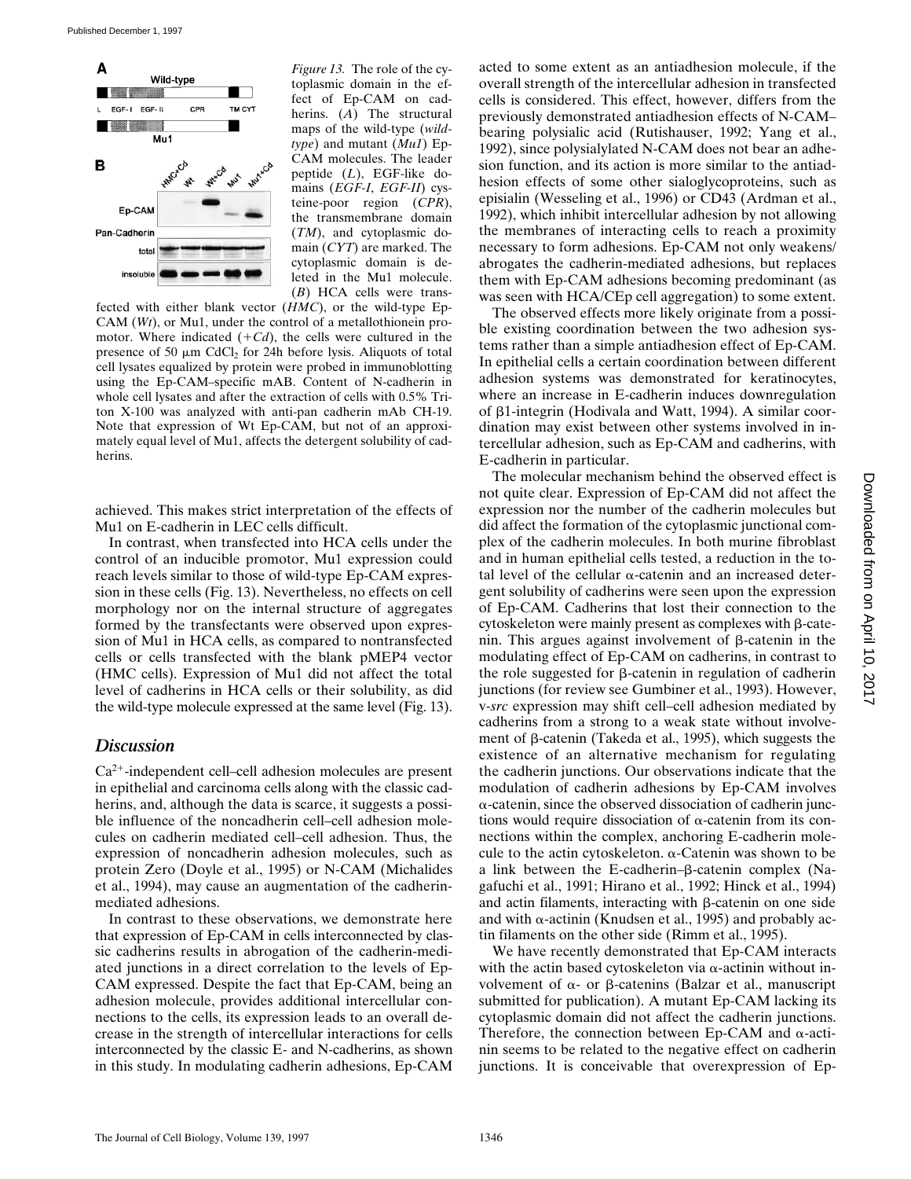*Figure 13.* The role of the cytoplasmic domain in the effect of Ep-CAM on cadherins. (*A*) The structural maps of the wild-type (*wild-type*) and mutant (*Mu1*) Ep-CAM molecules. The leader peptide (*L*), EGF-like domains (*EGF-I*, *EGF-II*) cysteine-poor region (*CPR*), the transmembrane domain (*TM*), and cytoplasmic domain (*CYT*) are marked. The cytoplasmic domain is deleted in the Mu1 molecule. (*B*) HCA cells were transfected with either blank vector (*HMC*), or the wild-type Ep-CAM (*Wt*), or Mu1, under the control of a metallothionein promotor. Where indicated (*+Cd*), the cells were cultured in the presence of 50 μm $CdCl_2$ for 24h before lysis. Aliquots of total cell lysates equalized by protein were probed in immunoblotting using the Ep-CAM–specific mAB. Content of N-cadherin in whole cell lysates and after the extraction of cells with 0.5% Triton X-100 was analyzed with anti-pan cadherin mAb CH-19. Note that expression of Wt Ep-CAM, but not of an approximately equal level of Mu1, affects the detergent solubility of cadherins.

achieved. This makes strict interpretation of the effects of Mu1 on E-cadherin in LEC cells difficult.

In contrast, when transfected into HCA cells under the control of an inducible promotor, Mu1 expression could reach levels similar to those of wild-type Ep-CAM expression in these cells (Fig. 13). Nevertheless, no effects on cell morphology nor on the internal structure of aggregates formed by the transfectants were observed upon expression of Mu1 in HCA cells, as compared to nontransfected cells or cells transfected with the blank pMEP4 vector (HMC cells). Expression of Mu1 did not affect the total level of cadherins in HCA cells or their solubility, as did the wild-type molecule expressed at the same level (Fig. 13).

## Discussion

$Ca^{2+}$-independent cell–cell adhesion molecules are present in epithelial and carcinoma cells along with the classic cadherins, and, although the data is scarce, it suggests a possible influence of the noncadherin cell–cell adhesion molecules on cadherin mediated cell–cell adhesion. Thus, the expression of noncadherin adhesion molecules, such as protein Zero (Doyle et al., 1995) or N-CAM (Michalides et al., 1994), may cause an augmentation of the cadherin-mediated adhesions.

In contrast to these observations, we demonstrate here that expression of Ep-CAM in cells interconnected by classic cadherins results in abrogation of the cadherin-mediated junctions in a direct correlation to the levels of Ep-CAM expressed. Despite the fact that Ep-CAM, being an adhesion molecule, provides additional intercellular connections to the cells, its expression leads to an overall decrease in the strength of intercellular interactions for cells interconnected by the classic E- and N-cadherins, as shown in this study. In modulating cadherin adhesions, Ep-CAM acted to some extent as an antiadhesion molecule, if the overall strength of the intercellular adhesion in transfected cells is considered. This effect, however, differs from the previously demonstrated antiadhesion effects of N-CAM–bearing polysialic acid (Rutishauser, 1992; Yang et al., 1992), since polysialylated N-CAM does not bear an adhesion function, and its action is more similar to the antiadhesion effects of some other sialoglycoproteins, such as episialin (Wesseling et al., 1996) or CD43 (Ardman et al., 1992), which inhibit intercellular adhesion by not allowing the membranes of interacting cells to reach a proximity necessary to form adhesions. Ep-CAM not only weakens/abrogates the cadherin-mediated adhesions, but replaces them with Ep-CAM adhesions becoming predominant (as was seen with HCA/CEp cell aggregation) to some extent.

The observed effects more likely originate from a possible existing coordination between the two adhesion systems rather than a simple antiadhesion effect of Ep-CAM. In epithelial cells a certain coordination between different adhesion systems was demonstrated for keratinocytes, where an increase in E-cadherin induces downregulation of β1-integrin (Hodivala and Watt, 1994). A similar coordination may exist between other systems involved in intercellular adhesion, such as Ep-CAM and cadherins, with E-cadherin in particular.

The molecular mechanism behind the observed effect is not quite clear. Expression of Ep-CAM did not affect the expression nor the number of the cadherin molecules but did affect the formation of the cytoplasmic junctional complex of the cadherin molecules. In both murine fibroblast and in human epithelial cells tested, a reduction in the total level of the cellular α-catenin and an increased detergent solubility of cadherins were seen upon the expression of Ep-CAM. Cadherins that lost their connection to the cytoskeleton were mainly present as complexes with β-catenin. This argues against involvement of β-catenin in the modulating effect of Ep-CAM on cadherins, in contrast to the role suggested for β-catenin in regulation of cadherin junctions (for review see Gumbiner et al., 1993). However, v-*src* expression may shift cell–cell adhesion mediated by cadherins from a strong to a weak state without involvement of β-catenin (Takeda et al., 1995), which suggests the existence of an alternative mechanism for regulating the cadherin junctions. Our observations indicate that the modulation of cadherin adhesions by Ep-CAM involves α-catenin, since the observed dissociation of cadherin junctions would require dissociation of α-catenin from its connections within the complex, anchoring E-cadherin molecule to the actin cytoskeleton. α-Catenin was shown to be a link between the E-cadherin–β-catenin complex (Nagafuchi et al., 1991; Hirano et al., 1992; Hinck et al., 1994) and actin filaments, interacting with β-catenin on one side and with α-actinin (Knudsen et al., 1995) and probably actin filaments on the other side (Rimm et al., 1995).

We have recently demonstrated that Ep-CAM interacts with the actin based cytoskeleton via α-actinin without involvement of α- or β-catenins (Balzar et al., manuscript submitted for publication). A mutant Ep-CAM lacking its cytoplasmic domain did not affect the cadherin junctions. Therefore, the connection between Ep-CAM and α-actinin seems to be related to the negative effect on cadherin junctions. It is conceivable that overexpression of Ep-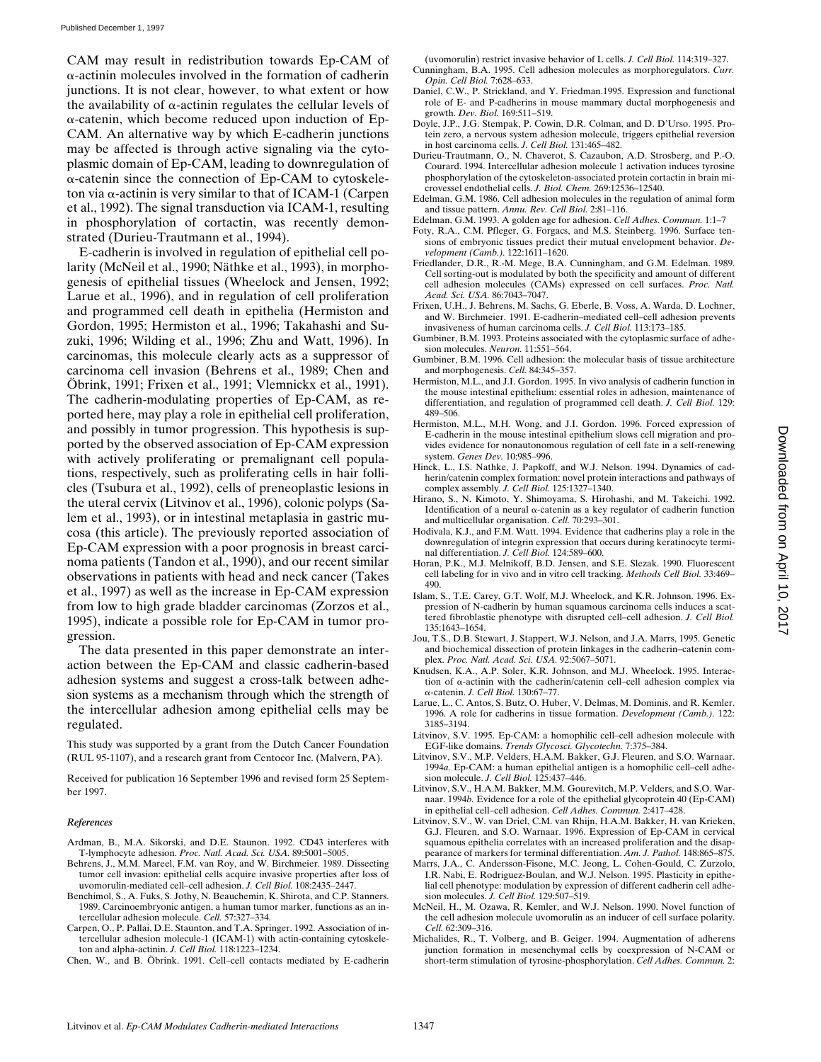CAM may result in redistribution towards Ep-CAM of α-actinin molecules involved in the formation of cadherin junctions. It is not clear, however, to what extent or how the availability of α-actinin regulates the cellular levels of α-catenin, which become reduced upon induction of Ep-CAM. An alternative way by which E-cadherin junctions may be affected is through active signaling via the cytoplasmic domain of Ep-CAM, leading to downregulation of α-catenin since the connection of Ep-CAM to cytoskeleton via α-actinin is very similar to that of ICAM-1 (Carpen et al., 1992). The signal transduction via ICAM-1, resulting in phosphorylation of cortactin, was recently demonstrated (Durieu-Trautmann et al., 1994).

E-cadherin is involved in regulation of epithelial cell polarity (McNeil et al., 1990; Näthke et al., 1993), in morphogenesis of epithelial tissues (Wheelock and Jensen, 1992; Larue et al., 1996), and in regulation of cell proliferation and programmed cell death in epithelia (Hermiston and Gordon, 1995; Hermiston et al., 1996; Takahashi and Suzuki, 1996; Wilding et al., 1996; Zhu and Watt, 1996). In carcinomas, this molecule clearly acts as a suppressor of carcinoma cell invasion (Behrens et al., 1989; Chen and Öbrink, 1991; Frixen et al., 1991; Vlemnickx et al., 1991). The cadherin-modulating properties of Ep-CAM, as reported here, may play a role in epithelial cell proliferation, and possibly in tumor progression. This hypothesis is supported by the observed association of Ep-CAM expression with actively proliferating or premalignant cell populations, respectively, such as proliferating cells in hair follicles (Tsubura et al., 1992), cells of preneoplastic lesions in the uteral cervix (Litvinov et al., 1996), colonic polyps (Salem et al., 1993), or in intestinal metaplasia in gastric mucosa (this article). The previously reported association of Ep-CAM expression with a poor prognosis in breast carcinoma patients (Tandon et al., 1990), and our recent similar observations in patients with head and neck cancer (Takes et al., 1997) as well as the increase in Ep-CAM expression from low to high grade bladder carcinomas (Zorzos et al., 1995), indicate a possible role for Ep-CAM in tumor progression.

The data presented in this paper demonstrate an interaction between the Ep-CAM and classic cadherin-based adhesion systems and suggest a cross-talk between adhesion systems as a mechanism through which the strength of the intercellular adhesion among epithelial cells may be regulated.

This study was supported by a grant from the Dutch Cancer Foundation (RUL 95-1107), and a research grant from Centocor Inc. (Malvern, PA).

Received for publication 16 September 1996 and revised form 25 September 1997.

### *References*

Ardman, B., M.A. Sikorski, and D.E. Staunon. 1992. CD43 interferes with T-lymphocyte adhesion. *Proc. Natl. Acad. Sci. USA.* 89:5001–5005.

Behrens, J., M.M. Mareel, F.M. van Roy, and W. Birchmeier. 1989. Dissecting tumor cell invasion: epithelial cells acquire invasive properties after loss of uvomorulin-mediated cell–cell adhesion. *J. Cell Biol.* 108:2435–2447.

Benchimol, S., A. Fuks, S. Jothy, N. Beauchemin, K. Shirota, and C.P. Stanners. 1989. Carcinoembryonic antigen, a human tumor marker, functions as an intercellular adhesion molecule. *Cell.* 57:327–334.

Carpen, O., P. Pallai, D.E. Staunton, and T.A. Springer. 1992. Association of intercellular adhesion molecule-1 (ICAM-1) with actin-containing cytoskeleton and alpha-actinin. *J. Cell Biol.* 118:1223–1234.

Chen, W., and B. Öbrink. 1991. Cell–cell contacts mediated by E-cadherin (uvomorulin) restrict invasive behavior of L cells. *J. Cell Biol.* 114:319–327.

Cunningham, B.A. 1995. Cell adhesion molecules as morphoregulators. *Curr. Opin. Cell Biol.* 7:628–633.

Daniel, C.W., P. Strickland, and Y. Friedman.1995. Expression and functional role of E- and P-cadherins in mouse mammary ductal morphogenesis and growth. *Dev. Biol.* 169:511–519.

Doyle, J.P., J.G. Stempak, P. Cowin, D.R. Colman, and D. D'Urso. 1995. Protein zero, a nervous system adhesion molecule, triggers epithelial reversion in host carcinoma cells. *J. Cell Biol.* 131:465–482.

Durieu-Trautmann, O., N. Chaverot, S. Cazaubon, A.D. Strosberg, and P.-O. Courard. 1994. Intercellular adhesion molecule 1 activation induces tyrosine phosphorylation of the cytoskeleton-associated protein cortactin in brain microvessel endothelial cells. *J. Biol. Chem.* 269:12536–12540.

Edelman, G.M. 1986. Cell adhesion molecules in the regulation of animal form and tissue pattern. *Annu. Rev. Cell Biol.* 2:81–116.

Edelman, G.M. 1993. A golden age for adhesion. *Cell Adhes. Commun.* 1:1–7

Foty, R.A., C.M. Pfleger, G. Forgacs, and M.S. Steinberg. 1996. Surface tensions of embryonic tissues predict their mutual envelopment behavior. *Development (Camb.).* 122:1611–1620.

Friedlander, D.R., R.-M. Mege, B.A. Cunningham, and G.M. Edelman. 1989. Cell sorting-out is modulated by both the specificity and amount of different cell adhesion molecules (CAMs) expressed on cell surfaces. *Proc. Natl. Acad. Sci. USA.* 86:7043–7047.

Frixen, U.H., J. Behrens, M. Sachs, G. Eberle, B. Voss, A. Warda, D. Lochner, and W. Birchmeier. 1991. E-cadherin–mediated cell–cell adhesion prevents invasiveness of human carcinoma cells. *J. Cell Biol.* 113:173–185.

Gumbiner, B.M. 1993. Proteins associated with the cytoplasmic surface of adhesion molecules. *Neuron.* 11:551–564.

Gumbiner, B.M. 1996. Cell adhesion: the molecular basis of tissue architecture and morphogenesis. *Cell.* 84:345–357.

Hermiston, M.L., and J.I. Gordon. 1995. In vivo analysis of cadherin function in the mouse intestinal epithelium: essential roles in adhesion, maintenance of differentiation, and regulation of programmed cell death. *J. Cell Biol.* 129: 489–506.

Hermiston, M.L., M.H. Wong, and J.I. Gordon. 1996. Forced expression of E-cadherin in the mouse intestinal epithelium slows cell migration and provides evidence for nonautonomous regulation of cell fate in a self-renewing system. *Genes Dev.* 10:985–996.

Hinck, L., I.S. Nathke, J. Papkoff, and W.J. Nelson. 1994. Dynamics of cadherin/catenin complex formation: novel protein interactions and pathways of complex assembly. *J. Cell Biol.* 125:1327–1340.

Hirano, S., N. Kimoto, Y. Shimoyama, S. Hirohashi, and M. Takeichi. 1992. Identification of a neural α-catenin as a key regulator of cadherin function and multicellular organisation. *Cell.* 70:293–301.

Hodivala, K.J., and F.M. Watt. 1994. Evidence that cadherins play a role in the downregulation of integrin expression that occurs during keratinocyte terminal differentiation. *J. Cell Biol.* 124:589–600.

Horan, P.K., M.J. Melnikoff, B.D. Jensen, and S.E. Slezak. 1990. Fluorescent cell labeling for in vivo and in vitro cell tracking. *Methods Cell Biol.* 33:469–490.

Islam, S., T.E. Carey, G.T. Wolf, M.J. Wheelock, and K.R. Johnson. 1996. Expression of N-cadherin by human squamous carcinoma cells induces a scattered fibroblastic phenotype with disrupted cell–cell adhesion. *J. Cell Biol.* 135:1643–1654.

Jou, T.S., D.B. Stewart, J. Stappert, W.J. Nelson, and J.A. Marrs, 1995. Genetic and biochemical dissection of protein linkages in the cadherin–catenin complex. *Proc. Natl. Acad. Sci. USA.* 92:5067–5071.

Knudsen, K.A., A.P. Soler, K.R. Johnson, and M.J. Wheelock. 1995. Interaction of α-actinin with the cadherin/catenin cell–cell adhesion complex via α-catenin. *J. Cell Biol.* 130:67–77.

Larue, L., C. Antos, S. Butz, O. Huber, V. Delmas, M. Dominis, and R. Kemler. 1996. A role for cadherins in tissue formation. *Development (Camb.).* 122: 3185–3194.

Litvinov, S.V. 1995. Ep-CAM: a homophilic cell–cell adhesion molecule with EGF-like domains. *Trends Glycosci. Glycotechn.* 7:375–384.

Litvinov, S.V., M.P. Velders, H.A.M. Bakker, G.J. Fleuren, and S.O. Warnaar. 1994*a*. Ep-CAM: a human epithelial antigen is a homophilic cell–cell adhesion molecule. *J. Cell Biol.* 125:437–446.

Litvinov, S.V., H.A.M. Bakker, M.M. Gourevitch, M.P. Velders, and S.O. Warnaar. 1994*b*. Evidence for a role of the epithelial glycoprotein 40 (Ep-CAM) in epithelial cell–cell adhesion. *Cell Adhes. Commun.* 2:417–428.

Litvinov, S.V., W. van Driel, C.M. van Rhijn, H.A.M. Bakker, H. van Krieken, G.J. Fleuren, and S.O. Warnaar. 1996. Expression of Ep-CAM in cervical squamous epithelia correlates with an increased proliferation and the disappearance of markers for terminal differentiation. *Am. J. Pathol.* 148:865–875.

Marrs, J.A., C. Andersson-Fisone, M.C. Jeong, L. Cohen-Gould, C. Zurzolo, I.R. Nabi, E. Rodriguez-Boulan, and W.J. Nelson. 1995. Plasticity in epithelial cell phenotype: modulation by expression of different cadherin cell adhesion molecules. *J. Cell Biol.* 129:507–519.

McNeil, H., M. Ozawa, R. Kemler, and W.J. Nelson. 1990. Novel function of the cell adhesion molecule uvomorulin as an inducer of cell surface polarity. *Cell.* 62:309–316.

Michalides, R., T. Volberg, and B. Geiger. 1994. Augmentation of adherens junction formation in mesenchymal cells by coexpression of N-CAM or short-term stimulation of tyrosine-phosphorylation. *Cell Adhes. Commun.* 2: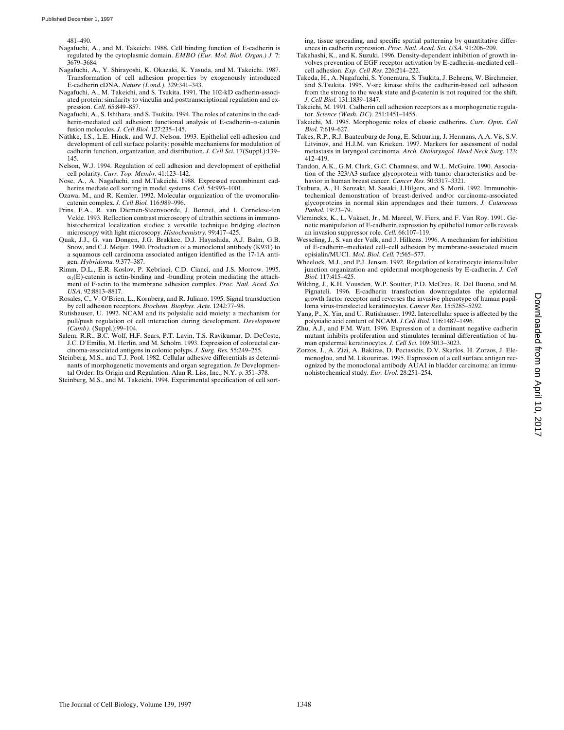481–490.

Nagafuchi, A., and M. Takeichi. 1988. Cell binding function of E-cadherin is regulated by the cytoplasmic domain. *EMBO (Eur. Mol. Biol. Organ.) J.* 7: 3679–3684.

Nagafuchi, A., Y. Shirayoshi, K. Okazaki, K. Yasuda, and M. Takeichi. 1987. Transformation of cell adhesion properties by exogenously introduced E-cadherin cDNA. *Nature (Lond.).* 329:341–343.

Nagafuchi, A., M. Takeichi, and S. Tsukita. 1991. The 102-kD cadherin-associated protein: similarity to vinculin and posttranscriptional regulation and expression. *Cell.* 65:849–857.

Nagafuchi, A., S. Ishihara, and S. Tsukita. 1994. The roles of catenins in the cadherin-mediated cell adhesion: functional analysis of E-cadherin–α-catenin fusion molecules. *J. Cell Biol.* 127:235–145.

Näthke, I.S., L.E. Hinck, and W.J. Nelson. 1993. Epithelial cell adhesion and development of cell surface polarity: possible mechanisms for modulation of cadherin function, organization, and distribution. *J. Cell Sci.* 17(Suppl.):139–145.

Nelson, W.J. 1994. Regulation of cell adhesion and development of epithelial cell polarity. *Curr. Top. Membr.* 41:123–142.

Nose, A., A. Nagafuchi, and M.Takeichi. 1988. Expressed recombinant cadherins mediate cell sorting in model systems. *Cell.* 54:993–1001.

Ozawa, M., and R. Kemler. 1992. Molecular organization of the uvomorulin-catenin complex. *J. Cell Biol.* 116:989–996.

Prins, F.A., R. van Diemen-Steenvoorde, J. Bonnet, and I. Cornelese-ten Velde. 1993. Reflection contrast microscopy of ultrathin sections in immunohistochemical localization studies: a versatile technique bridging electron microscopy with light microscopy. *Histochemistry.* 99:417–425.

Quak, J.J., G. van Dongen, J.G. Brakkee, D.J. Hayashida, A.J. Balm, G.B. Snow, and C.J. Meijer. 1990. Production of a monoclonal antibody (K931) to a squamous cell carcinoma associated antigen identified as the 17-1A antigen. *Hybridoma.* 9:377–387.

Rimm, D.L., E.R. Koslov, P. Kebriaei, C.D. Cianci, and J.S. Morrow. 1995. $\alpha_1$(E)-catenin is actin-binding and -bundling protein mediating the attachment of F-actin to the membrane adhesion complex. *Proc. Natl. Acad. Sci. USA.* 92:8813–8817.

Rosales, C., V. O'Brien, L., Kornberg, and R. Juliano. 1995. Signal transduction by cell adhesion receptors. *Biochem. Biophys. Acta.* 1242:77–98.

Rutishauser, U. 1992. NCAM and its polysialic acid moiety: a mechanism for pull/push regulation of cell interaction during development. *Development (Camb).* (Suppl.):99–104.

Salem, R.R., B.C. Wolf, H.F. Sears, P.T. Lavin, T.S. Ravikumar, D. DeCoste, J.C. D'Emilia, M. Herlin, and M. Scholm. 1993. Expression of colorectal carcinoma-associated antigens in colonic polyps. *J. Surg. Res.* 55:249–255.

Steinberg, M.S., and T.J. Pool. 1982. Cellular adhesive differentials as determinants of morphogenetic movements and organ segregation. *In* Developmental Order: Its Origin and Regulation. Alan R. Liss, Inc., N.Y. p. 351–378.

Steinberg, M.S., and M. Takeichi. 1994. Experimental specification of cell sorting, tissue spreading, and specific spatial patterning by quantitative differences in cadherin expression. *Proc. Natl. Acad. Sci. USA.* 91:206–209.

Takahashi, K., and K. Suzuki. 1996. Density-dependent inhibition of growth involves prevention of EGF receptor activation by E-cadherin–mediated cell–cell adhesion. *Exp. Cell Res.* 226:214–222.

Takeda, H., A. Nagafuchi, S. Yonemura, S. Tsukita, J. Behrens, W. Birchmeier, and S.Tsukita. 1995. V-src kinase shifts the cadherin-based cell adhesion from the strong to the weak state and β-catenin is not required for the shift. *J. Cell Biol.* 131:1839–1847.

Takeichi, M. 1991. Cadherin cell adhesion receptors as a morphogenetic regulator. *Science (Wash. DC).* 251:1451–1455.

Takeichi, M. 1995. Morphogenic roles of classic cadherins. *Curr. Opin. Cell Biol.* 7:619–627.

Takes, R.P., R.J. Baatenburg de Jong, E. Schuuring, J. Hermans, A.A. Vis, S.V. Litvinov, and H.J.M. van Krieken. 1997. Markers for assessment of nodal metastasis in laryngeal carcinoma. *Arch. Otolaryngol. Head Neck Surg.* 123: 412–419.

Tandon, A.K., G.M. Clark, G.C. Chamness, and W.L. McGuire. 1990. Association of the 323/A3 surface glycoprotein with tumor characteristics and behavior in human breast cancer. *Cancer Res.* 50:3317–3321.

Tsubura, A., H. Senzaki, M. Sasaki, J.Hilgers, and S. Morii. 1992. Immunohistochemical demonstration of breast-derived and/or carcinoma-associated glycoproteins in normal skin appendages and their tumors. *J. Cutaneous Pathol.* 19:73–79.

Vleminckx, K., L. Vakaet, Jr., M. Mareel, W. Fiers, and F. Van Roy. 1991. Genetic manipulation of E-cadherin expression by epithelial tumor cells reveals an invasion suppressor role. *Cell.* 66:107–119.

Wesseling, J., S. van der Valk, and J. Hilkens. 1996. A mechanism for inhibition of E-cadherin–mediated cell–cell adhesion by membrane-associated mucin episialin/MUC1. *Mol. Biol. Cell.* 7:565–577.

Wheelock, M.J., and P.J. Jensen. 1992. Regulation of keratinocyte intercellular junction organization and epidermal morphogenesis by E-cadherin. *J. Cell Biol.* 117:415–425.

Wilding, J., K.H. Vousden, W.P. Soutter, P.D. McCrea, R. Del Buono, and M. Pignateli. 1996. E-cadherin transfection downregulates the epidermal growth factor receptor and reverses the invasive phenotype of human papilloma virus-transfected keratinocytes. *Cancer Res.* 15:5285–5292.

Yang, P., X. Yin, and U. Rutishauser. 1992. Intercellular space is affected by the polysialic acid content of NCAM. *J.Cell Biol.* 116:1487–1496.

Zhu, A.J., and F.M. Watt. 1996. Expression of a dominant negative cadherin mutant inhibits proliferation and stimulates terminal differentiation of human epidermal keratinocytes. *J. Cell Sci.* 109:3013–3023.

Zorzos, J., A. Zizi, A. Bakiras, D. Pectasidis, D.V. Skarlos, H. Zorzos, J. Elemenoglou, and M. Likourinas. 1995. Expression of a cell surface antigen recognized by the monoclonal antibody AUA1 in bladder carcinoma: an immunohistochemical study. *Eur. Urol.* 28:251–254.